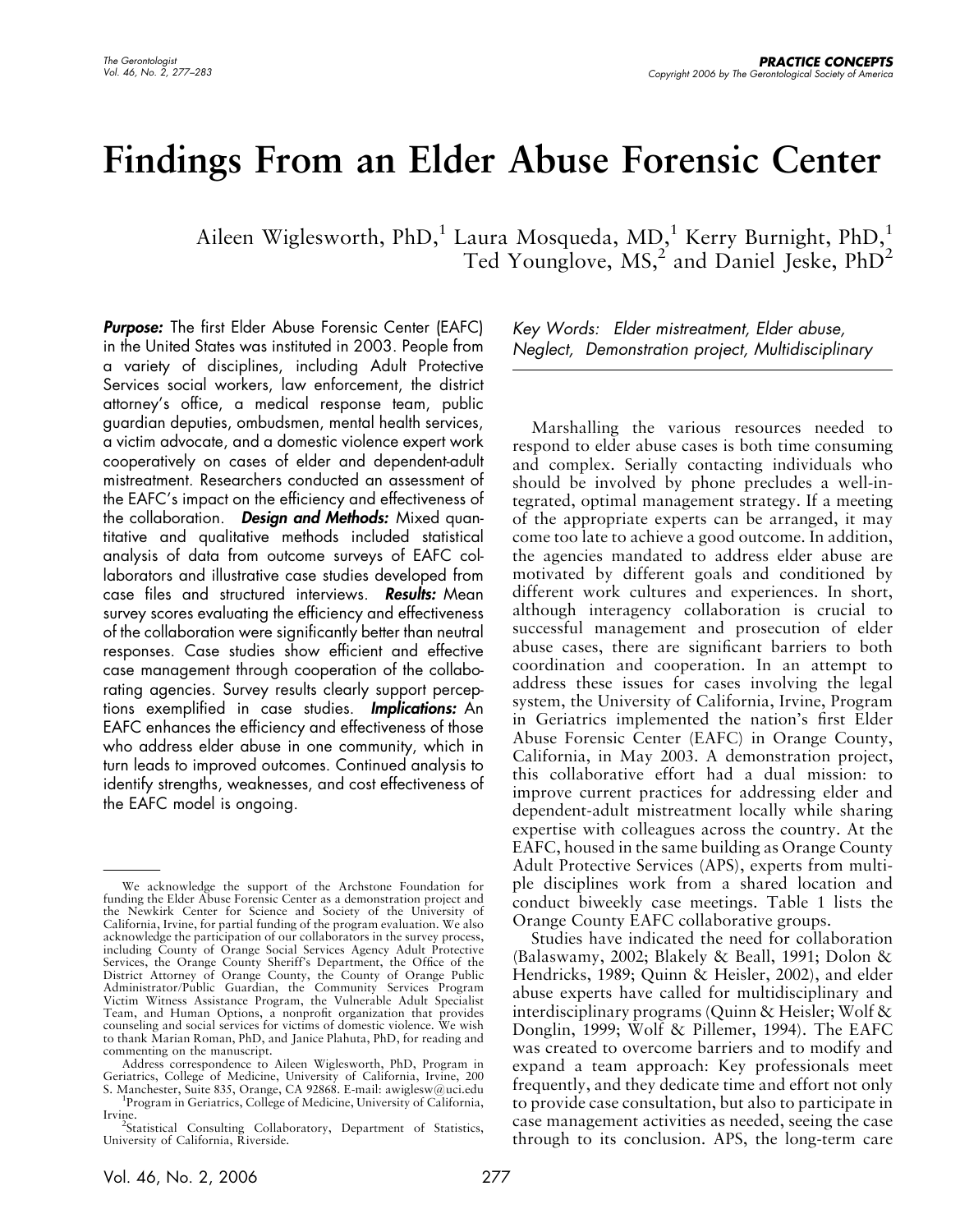# Findings From an Elder Abuse Forensic Center

Aileen Wiglesworth, PhD,[1] Laura Mosqueda, MD,[1] Kerry Burnight, PhD,[1] Ted Younglove, MS,[2] and Daniel Jeske, PhD[2]

***Purpose:*** The first Elder Abuse Forensic Center (EAFC) in the United States was instituted in 2003. People from a variety of disciplines, including Adult Protective Services social workers, law enforcement, the district attorney's office, a medical response team, public guardian deputies, ombudsmen, mental health services, a victim advocate, and a domestic violence expert work cooperatively on cases of elder and dependent-adult mistreatment. Researchers conducted an assessment of the EAFC's impact on the efficiency and effectiveness of the collaboration. ***Design and Methods:*** Mixed quantitative and qualitative methods included statistical analysis of data from outcome surveys of EAFC collaborators and illustrative case studies developed from case files and structured interviews. ***Results:*** Mean survey scores evaluating the efficiency and effectiveness of the collaboration were significantly better than neutral responses. Case studies show efficient and effective case management through cooperation of the collaborating agencies. Survey results clearly support perceptions exemplified in case studies. ***Implications:*** An EAFC enhances the efficiency and effectiveness of those who address elder abuse in one community, which in turn leads to improved outcomes. Continued analysis to identify strengths, weaknesses, and cost effectiveness of the EAFC model is ongoing.

*Key Words:* *Elder mistreatment, Elder abuse, Neglect, Demonstration project, Multidisciplinary*

Marshalling the various resources needed to respond to elder abuse cases is both time consuming and complex. Serially contacting individuals who should be involved by phone precludes a well-integrated, optimal management strategy. If a meeting of the appropriate experts can be arranged, it may come too late to achieve a good outcome. In addition, the agencies mandated to address elder abuse are motivated by different goals and conditioned by different work cultures and experiences. In short, although interagency collaboration is crucial to successful management and prosecution of elder abuse cases, there are significant barriers to both coordination and cooperation. In an attempt to address these issues for cases involving the legal system, the University of California, Irvine, Program in Geriatrics implemented the nation's first Elder Abuse Forensic Center (EAFC) in Orange County, California, in May 2003. A demonstration project, this collaborative effort had a dual mission: to improve current practices for addressing elder and dependent-adult mistreatment locally while sharing expertise with colleagues across the country. At the EAFC, housed in the same building as Orange County Adult Protective Services (APS), experts from multiple disciplines work from a shared location and conduct biweekly case meetings. Table 1 lists the Orange County EAFC collaborative groups.

Studies have indicated the need for collaboration (Balaswamy, 2002; Blakely & Beall, 1991; Dolon & Hendricks, 1989; Quinn & Heisler, 2002), and elder abuse experts have called for multidisciplinary and interdisciplinary programs (Quinn & Heisler; Wolf & Donglin, 1999; Wolf & Pillemer, 1994). The EAFC was created to overcome barriers and to modify and expand a team approach: Key professionals meet frequently, and they dedicate time and effort not only to provide case consultation, but also to participate in case management activities as needed, seeing the case through to its conclusion. APS, the long-term care

---

We acknowledge the support of the Archstone Foundation for funding the Elder Abuse Forensic Center as a demonstration project and the Newkirk Center for Science and Society of the University of California, Irvine, for partial funding of the program evaluation. We also acknowledge the participation of our collaborators in the survey process, including County of Orange Social Services Agency Adult Protective Services, the Orange County Sheriff's Department, the Office of the District Attorney of Orange County, the County of Orange Public Administrator/Public Guardian, the Community Services Program Victim Witness Assistance Program, the Vulnerable Adult Specialist Team, and Human Options, a nonprofit organization that provides counseling and social services for victims of domestic violence. We wish to thank Marian Roman, PhD, and Janice Plahuta, PhD, for reading and commenting on the manuscript.

Address correspondence to Aileen Wiglesworth, PhD, Program in Geriatrics, College of Medicine, University of California, Irvine, 200 S. Manchester, Suite 835, Orange, CA 92868. E-mail: awiglesw@uci.edu

[1]Program in Geriatrics, College of Medicine, University of California, Irvine.

[2]Statistical Consulting Collaboratory, Department of Statistics, University of California, Riverside.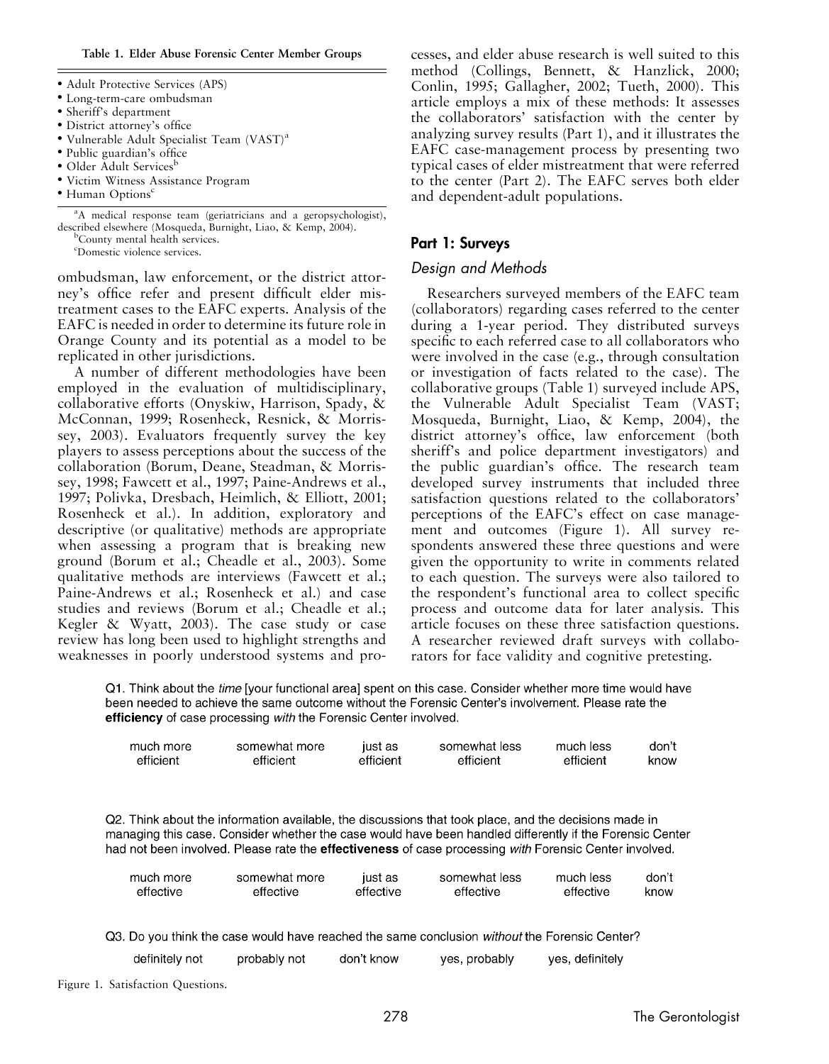**Table 1. Elder Abuse Forensic Center Member Groups**

- Adult Protective Services (APS)
- Long-term-care ombudsman
- Sheriff's department
- District attorney's office
- Vulnerable Adult Specialist Team (VAST)[a]
- Public guardian's office
- Older Adult Services[b]
- Victim Witness Assistance Program
- Human Options[c]

[a]A medical response team (geriatricians and a geropsychologist), described elsewhere (Mosqueda, Burnight, Liao, & Kemp, 2004).
[b]County mental health services.
[c]Domestic violence services.

ombudsman, law enforcement, or the district attorney's office refer and present difficult elder mistreatment cases to the EAFC experts. Analysis of the EAFC is needed in order to determine its future role in Orange County and its potential as a model to be replicated in other jurisdictions.

A number of different methodologies have been employed in the evaluation of multidisciplinary, collaborative efforts (Onyskiw, Harrison, Spady, & McConnan, 1999; Rosenheck, Resnick, & Morrissey, 2003). Evaluators frequently survey the key players to assess perceptions about the success of the collaboration (Borum, Deane, Steadman, & Morrissey, 1998; Fawcett et al., 1997; Paine-Andrews et al., 1997; Polivka, Dresbach, Heimlich, & Elliott, 2001; Rosenheck et al.). In addition, exploratory and descriptive (or qualitative) methods are appropriate when assessing a program that is breaking new ground (Borum et al.; Cheadle et al., 2003). Some qualitative methods are interviews (Fawcett et al.; Paine-Andrews et al.; Rosenheck et al.) and case studies and reviews (Borum et al.; Cheadle et al.; Kegler & Wyatt, 2003). The case study or case review has long been used to highlight strengths and weaknesses in poorly understood systems and processes, and elder abuse research is well suited to this method (Collings, Bennett, & Hanzlick, 2000; Conlin, 1995; Gallagher, 2002; Tueth, 2000). This article employs a mix of these methods: It assesses the collaborators' satisfaction with the center by analyzing survey results (Part 1), and it illustrates the EAFC case-management process by presenting two typical cases of elder mistreatment that were referred to the center (Part 2). The EAFC serves both elder and dependent-adult populations.

## Part 1: Surveys

### Design and Methods

Researchers surveyed members of the EAFC team (collaborators) regarding cases referred to the center during a 1-year period. They distributed surveys specific to each referred case to all collaborators who were involved in the case (e.g., through consultation or investigation of facts related to the case). The collaborative groups (Table 1) surveyed include APS, the Vulnerable Adult Specialist Team (VAST; Mosqueda, Burnight, Liao, & Kemp, 2004), the district attorney's office, law enforcement (both sheriff's and police department investigators) and the public guardian's office. The research team developed survey instruments that included three satisfaction questions related to the collaborators' perceptions of the EAFC's effect on case management and outcomes (Figure 1). All survey respondents answered these three questions and were given the opportunity to write in comments related to each question. The surveys were also tailored to the respondent's functional area to collect specific process and outcome data for later analysis. This article focuses on these three satisfaction questions. A researcher reviewed draft surveys with collaborators for face validity and cognitive pretesting.

Q1. Think about the *time* [your functional area] spent on this case. Consider whether more time would have been needed to achieve the same outcome without the Forensic Center's involvement. Please rate the **efficiency** of case processing *with* the Forensic Center involved.

| much more efficient | somewhat more efficient | just as efficient | somewhat less efficient | much less efficient | don't know |
|---|---|---|---|---|---|

Q2. Think about the information available, the discussions that took place, and the decisions made in managing this case. Consider whether the case would have been handled differently if the Forensic Center had not been involved. Please rate the **effectiveness** of case processing *with* Forensic Center involved.

| much more effective | somewhat more effective | just as effective | somewhat less effective | much less effective | don't know |
|---|---|---|---|---|---|

Q3. Do you think the case would have reached the same conclusion *without* the Forensic Center?

| definitely not | probably not | don't know | yes, probably | yes, definitely |
|---|---|---|---|---|

Figure 1. Satisfaction Questions.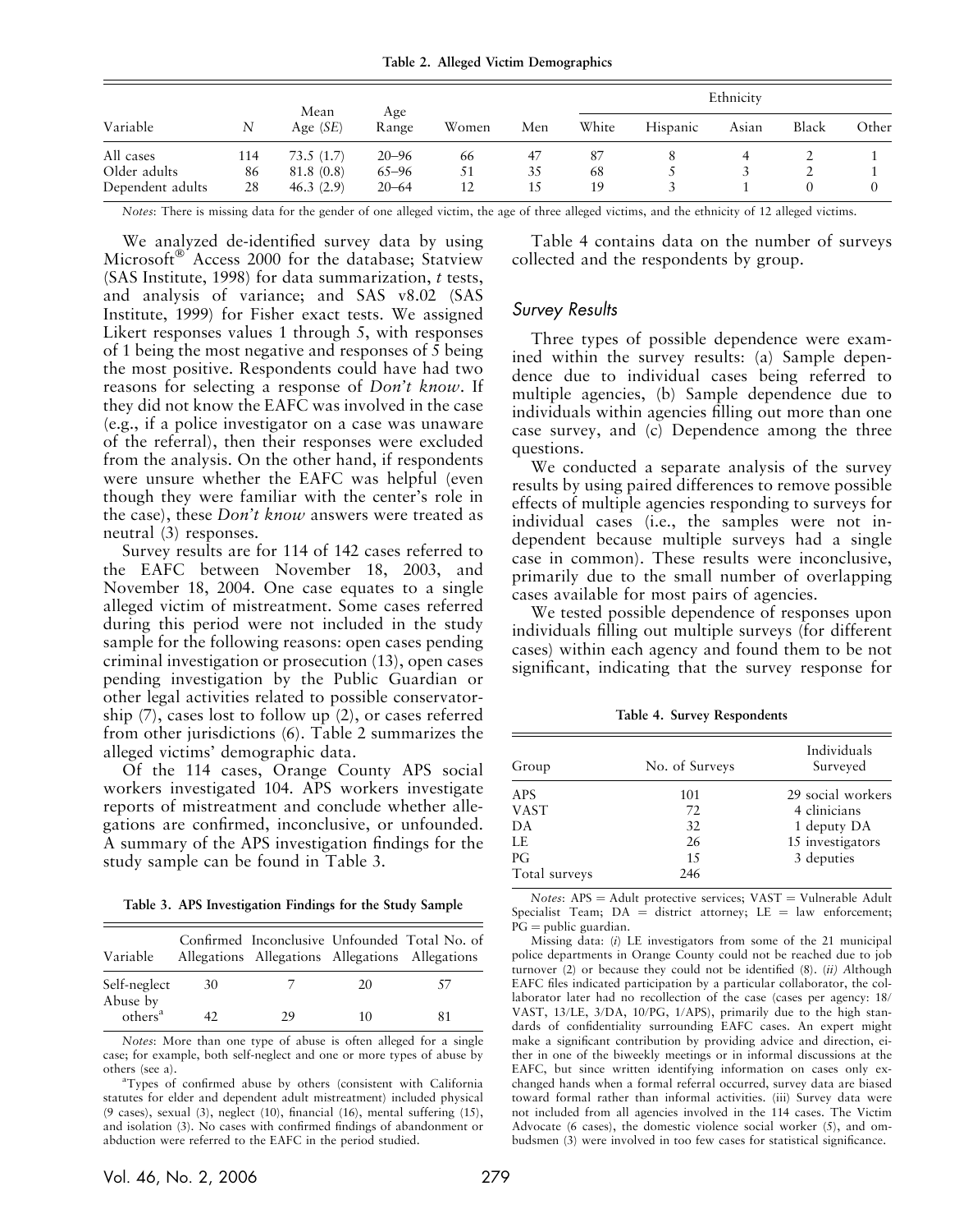**Table 2. Alleged Victim Demographics**

| Variable | N | Mean Age (SE) | Age Range | Women | Men | Ethnicity | | | | |
|---|---|---|---|---|---|---|---|---|---|---|
| | | | | | | White | Hispanic | Asian | Black | Other |
| All cases | 114 | 73.5 (1.7) | 20–96 | 66 | 47 | 87 | 8 | 4 | 2 | 1 |
| Older adults | 86 | 81.8 (0.8) | 65–96 | 51 | 35 | 68 | 5 | 3 | 2 | 1 |
| Dependent adults | 28 | 46.3 (2.9) | 20–64 | 12 | 15 | 19 | 3 | 1 | 0 | 0 |

*Notes*: There is missing data for the gender of one alleged victim, the age of three alleged victims, and the ethnicity of 12 alleged victims.

We analyzed de-identified survey data by using Microsoft® Access 2000 for the database; Statview (SAS Institute, 1998) for data summarization, *t* tests, and analysis of variance; and SAS v8.02 (SAS Institute, 1999) for Fisher exact tests. We assigned Likert responses values 1 through 5, with responses of 1 being the most negative and responses of 5 being the most positive. Respondents could have had two reasons for selecting a response of *Don't know*. If they did not know the EAFC was involved in the case (e.g., if a police investigator on a case was unaware of the referral), then their responses were excluded from the analysis. On the other hand, if respondents were unsure whether the EAFC was helpful (even though they were familiar with the center's role in the case), these *Don't know* answers were treated as neutral (3) responses.

Survey results are for 114 of 142 cases referred to the EAFC between November 18, 2003, and November 18, 2004. One case equates to a single alleged victim of mistreatment. Some cases referred during this period were not included in the study sample for the following reasons: open cases pending criminal investigation or prosecution (13), open cases pending investigation by the Public Guardian or other legal activities related to possible conservatorship (7), cases lost to follow up (2), or cases referred from other jurisdictions (6). Table 2 summarizes the alleged victims' demographic data.

Of the 114 cases, Orange County APS social workers investigated 104. APS workers investigate reports of mistreatment and conclude whether allegations are confirmed, inconclusive, or unfounded. A summary of the APS investigation findings for the study sample can be found in Table 3.

**Table 3. APS Investigation Findings for the Study Sample**

| Variable | Confirmed Allegations | Inconclusive Allegations | Unfounded Allegations | Total No. of Allegations |
|---|---|---|---|---|
| Self-neglect | 30 | 7 | 20 | 57 |
| Abuse by others[a] | 42 | 29 | 10 | 81 |

*Notes*: More than one type of abuse is often alleged for a single case; for example, both self-neglect and one or more types of abuse by others (see a).

[a]Types of confirmed abuse by others (consistent with California statutes for elder and dependent adult mistreatment) included physical (9 cases), sexual (3), neglect (10), financial (16), mental suffering (15), and isolation (3). No cases with confirmed findings of abandonment or abduction were referred to the EAFC in the period studied.

Table 4 contains data on the number of surveys collected and the respondents by group.

## *Survey Results*

Three types of possible dependence were examined within the survey results: (a) Sample dependence due to individual cases being referred to multiple agencies, (b) Sample dependence due to individuals within agencies filling out more than one case survey, and (c) Dependence among the three questions.

We conducted a separate analysis of the survey results by using paired differences to remove possible effects of multiple agencies responding to surveys for individual cases (i.e., the samples were not independent because multiple surveys had a single case in common). These results were inconclusive, primarily due to the small number of overlapping cases available for most pairs of agencies.

We tested possible dependence of responses upon individuals filling out multiple surveys (for different cases) within each agency and found them to be not significant, indicating that the survey response for

**Table 4. Survey Respondents**

| Group | No. of Surveys | Individuals Surveyed |
|---|---|---|
| APS | 101 | 29 social workers |
| VAST | 72 | 4 clinicians |
| DA | 32 | 1 deputy DA |
| LE | 26 | 15 investigators |
| PG | 15 | 3 deputies |
| Total surveys | 246 | |

*Notes*: APS = Adult protective services; VAST = Vulnerable Adult Specialist Team; DA = district attorney; LE = law enforcement; PG = public guardian.

Missing data: (*i*) LE investigators from some of the 21 municipal police departments in Orange County could not be reached due to job turnover (2) or because they could not be identified (8). (*ii*) Although EAFC files indicated participation by a particular collaborator, the collaborator later had no recollection of the case (cases per agency: 18/VAST, 13/LE, 3/DA, 10/PG, 1/APS), primarily due to the high standards of confidentiality surrounding EAFC cases. An expert might make a significant contribution by providing advice and direction, either in one of the biweekly meetings or in informal discussions at the EAFC, but since written identifying information on cases only exchanged hands when a formal referral occurred, survey data are biased toward formal rather than informal activities. (iii) Survey data were not included from all agencies involved in the 114 cases. The Victim Advocate (6 cases), the domestic violence social worker (5), and ombudsmen (3) were involved in too few cases for statistical significance.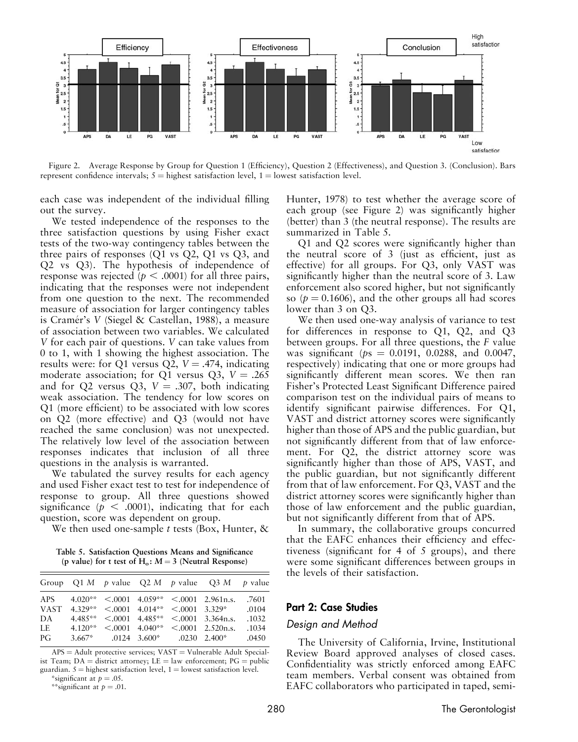Figure 2. Average Response by Group for Question 1 (Efficiency), Question 2 (Effectiveness), and Question 3. (Conclusion). Bars represent confidence intervals; 5 = highest satisfaction level, 1 = lowest satisfaction level.

each case was independent of the individual filling out the survey.

We tested independence of the responses to the three satisfaction questions by using Fisher exact tests of the two-way contingency tables between the three pairs of responses (Q1 vs Q2, Q1 vs Q3, and Q2 vs Q3). The hypothesis of independence of response was rejected ($p < .0001$) for all three pairs, indicating that the responses were not independent from one question to the next. The recommended measure of association for larger contingency tables is Cramér's $V$ (Siegel & Castellan, 1988), a measure of association between two variables. We calculated $V$ for each pair of questions. $V$ can take values from 0 to 1, with 1 showing the highest association. The results were: for Q1 versus Q2, $V = .474$, indicating moderate association; for Q1 versus Q3, $V = .265$ and for Q2 versus Q3, $V = .307$, both indicating weak association. The tendency for low scores on Q1 (more efficient) to be associated with low scores on Q2 (more effective) and Q3 (would not have reached the same conclusion) was not unexpected. The relatively low level of the association between responses indicates that inclusion of all three questions in the analysis is warranted.

We tabulated the survey results for each agency and used Fisher exact test to test for independence of response to group. All three questions showed significance ($p < .0001$), indicating that for each question, score was dependent on group.

We then used one-sample $t$ tests (Box, Hunter, & Hunter, 1978) to test whether the average score of each group (see Figure 2) was significantly higher (better) than 3 (the neutral response). The results are summarized in Table 5.

**Table 5. Satisfaction Questions Means and Significance (p value) for t test of $H_o$: $M = 3$ (Neutral Response)**

| Group | Q1 *M* | *p* value | Q2 *M* | *p* value | Q3 *M* | *p* value |
|---|---|---|---|---|---|---|
| APS | 4.020** | <.0001 | 4.059** | <.0001 | 2.961n.s. | .7601 |
| VAST | 4.329** | <.0001 | 4.014** | <.0001 | 3.329* | .0104 |
| DA | 4.485** | <.0001 | 4.485** | <.0001 | 3.364n.s. | .1032 |
| LE | 4.120** | <.0001 | 4.040** | <.0001 | 2.520n.s. | .1034 |
| PG | 3.667* | .0124 | 3.600* | .0230 | 2.400* | .0450 |

APS = Adult protective services; VAST = Vulnerable Adult Specialist Team; DA = district attorney; LE = law enforcement; PG = public guardian. 5 = highest satisfaction level, 1 = lowest satisfaction level.
*significant at $p = .05$.
**significant at $p = .01$.

Q1 and Q2 scores were significantly higher than the neutral score of 3 (just as efficient, just as effective) for all groups. For Q3, only VAST was significantly higher than the neutral score of 3. Law enforcement also scored higher, but not significantly so ($p = 0.1606$), and the other groups all had scores lower than 3 on Q3.

We then used one-way analysis of variance to test for differences in response to Q1, Q2, and Q3 between groups. For all three questions, the $F$ value was significant ($p$s = 0.0191, 0.0288, and 0.0047, respectively) indicating that one or more groups had significantly different mean scores. We then ran Fisher's Protected Least Significant Difference paired comparison test on the individual pairs of means to identify significant pairwise differences. For Q1, VAST and district attorney scores were significantly higher than those of APS and the public guardian, but not significantly different from that of law enforcement. For Q2, the district attorney score was significantly higher than those of APS, VAST, and the public guardian, but not significantly different from that of law enforcement. For Q3, VAST and the district attorney scores were significantly higher than those of law enforcement and the public guardian, but not significantly different from that of APS.

In summary, the collaborative groups concurred that the EAFC enhances their efficiency and effectiveness (significant for 4 of 5 groups), and there were some significant differences between groups in the levels of their satisfaction.

## Part 2: Case Studies

### Design and Method

The University of California, Irvine, Institutional Review Board approved analyses of closed cases. Confidentiality was strictly enforced among EAFC team members. Verbal consent was obtained from EAFC collaborators who participated in taped, semi-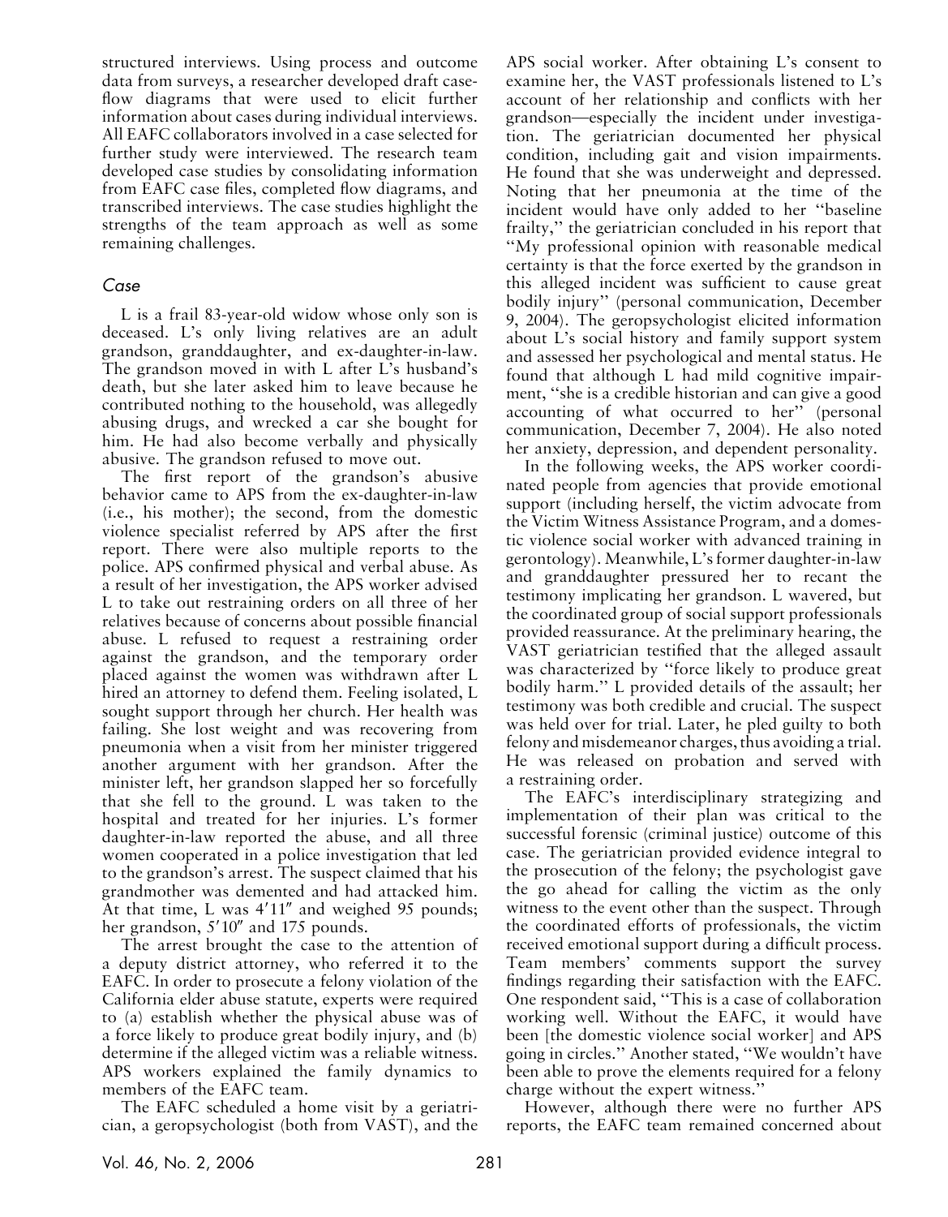structured interviews. Using process and outcome data from surveys, a researcher developed draft case-flow diagrams that were used to elicit further information about cases during individual interviews. All EAFC collaborators involved in a case selected for further study were interviewed. The research team developed case studies by consolidating information from EAFC case files, completed flow diagrams, and transcribed interviews. The case studies highlight the strengths of the team approach as well as some remaining challenges.

### *Case*

L is a frail 83-year-old widow whose only son is deceased. L's only living relatives are an adult grandson, granddaughter, and ex-daughter-in-law. The grandson moved in with L after L's husband's death, but she later asked him to leave because he contributed nothing to the household, was allegedly abusing drugs, and wrecked a car she bought for him. He had also become verbally and physically abusive. The grandson refused to move out.

The first report of the grandson's abusive behavior came to APS from the ex-daughter-in-law (i.e., his mother); the second, from the domestic violence specialist referred by APS after the first report. There were also multiple reports to the police. APS confirmed physical and verbal abuse. As a result of her investigation, the APS worker advised L to take out restraining orders on all three of her relatives because of concerns about possible financial abuse. L refused to request a restraining order against the grandson, and the temporary order placed against the women was withdrawn after L hired an attorney to defend them. Feeling isolated, L sought support through her church. Her health was failing. She lost weight and was recovering from pneumonia when a visit from her minister triggered another argument with her grandson. After the minister left, her grandson slapped her so forcefully that she fell to the ground. L was taken to the hospital and treated for her injuries. L's former daughter-in-law reported the abuse, and all three women cooperated in a police investigation that led to the grandson's arrest. The suspect claimed that his grandmother was demented and had attacked him. At that time, L was 4′11″ and weighed 95 pounds; her grandson, 5′10″ and 175 pounds.

The arrest brought the case to the attention of a deputy district attorney, who referred it to the EAFC. In order to prosecute a felony violation of the California elder abuse statute, experts were required to (a) establish whether the physical abuse was of a force likely to produce great bodily injury, and (b) determine if the alleged victim was a reliable witness. APS workers explained the family dynamics to members of the EAFC team.

The EAFC scheduled a home visit by a geriatrician, a geropsychologist (both from VAST), and the APS social worker. After obtaining L's consent to examine her, the VAST professionals listened to L's account of her relationship and conflicts with her grandson—especially the incident under investigation. The geriatrician documented her physical condition, including gait and vision impairments. He found that she was underweight and depressed. Noting that her pneumonia at the time of the incident would have only added to her "baseline frailty," the geriatrician concluded in his report that "My professional opinion with reasonable medical certainty is that the force exerted by the grandson in this alleged incident was sufficient to cause great bodily injury" (personal communication, December 9, 2004). The geropsychologist elicited information about L's social history and family support system and assessed her psychological and mental status. He found that although L had mild cognitive impairment, "she is a credible historian and can give a good accounting of what occurred to her" (personal communication, December 7, 2004). He also noted her anxiety, depression, and dependent personality.

In the following weeks, the APS worker coordinated people from agencies that provide emotional support (including herself, the victim advocate from the Victim Witness Assistance Program, and a domestic violence social worker with advanced training in gerontology). Meanwhile, L's former daughter-in-law and granddaughter pressured her to recant the testimony implicating her grandson. L wavered, but the coordinated group of social support professionals provided reassurance. At the preliminary hearing, the VAST geriatrician testified that the alleged assault was characterized by "force likely to produce great bodily harm." L provided details of the assault; her testimony was both credible and crucial. The suspect was held over for trial. Later, he pled guilty to both felony and misdemeanor charges, thus avoiding a trial. He was released on probation and served with a restraining order.

The EAFC's interdisciplinary strategizing and implementation of their plan was critical to the successful forensic (criminal justice) outcome of this case. The geriatrician provided evidence integral to the prosecution of the felony; the psychologist gave the go ahead for calling the victim as the only witness to the event other than the suspect. Through the coordinated efforts of professionals, the victim received emotional support during a difficult process. Team members' comments support the survey findings regarding their satisfaction with the EAFC. One respondent said, "This is a case of collaboration working well. Without the EAFC, it would have been [the domestic violence social worker] and APS going in circles." Another stated, "We wouldn't have been able to prove the elements required for a felony charge without the expert witness."

However, although there were no further APS reports, the EAFC team remained concerned about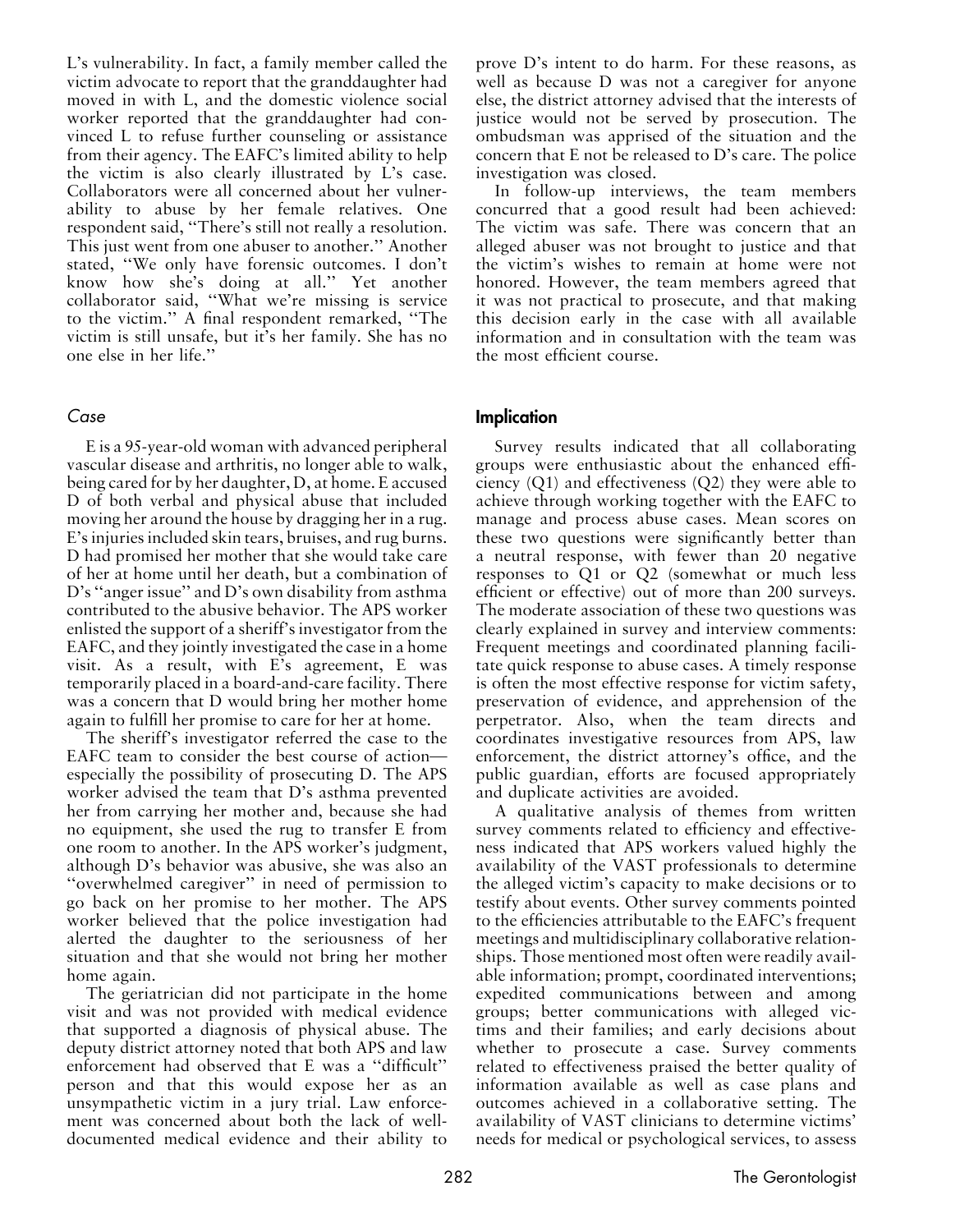L's vulnerability. In fact, a family member called the victim advocate to report that the granddaughter had moved in with L, and the domestic violence social worker reported that the granddaughter had convinced L to refuse further counseling or assistance from their agency. The EAFC's limited ability to help the victim is also clearly illustrated by L's case. Collaborators were all concerned about her vulnerability to abuse by her female relatives. One respondent said, "There's still not really a resolution. This just went from one abuser to another." Another stated, "We only have forensic outcomes. I don't know how she's doing at all." Yet another collaborator said, "What we're missing is service to the victim." A final respondent remarked, "The victim is still unsafe, but it's her family. She has no one else in her life."

### *Case*

E is a 95-year-old woman with advanced peripheral vascular disease and arthritis, no longer able to walk, being cared for by her daughter, D, at home. E accused D of both verbal and physical abuse that included moving her around the house by dragging her in a rug. E's injuries included skin tears, bruises, and rug burns. D had promised her mother that she would take care of her at home until her death, but a combination of D's "anger issue" and D's own disability from asthma contributed to the abusive behavior. The APS worker enlisted the support of a sheriff's investigator from the EAFC, and they jointly investigated the case in a home visit. As a result, with E's agreement, E was temporarily placed in a board-and-care facility. There was a concern that D would bring her mother home again to fulfill her promise to care for her at home.

The sheriff's investigator referred the case to the EAFC team to consider the best course of action—especially the possibility of prosecuting D. The APS worker advised the team that D's asthma prevented her from carrying her mother and, because she had no equipment, she used the rug to transfer E from one room to another. In the APS worker's judgment, although D's behavior was abusive, she was also an "overwhelmed caregiver" in need of permission to go back on her promise to her mother. The APS worker believed that the police investigation had alerted the daughter to the seriousness of her situation and that she would not bring her mother home again.

The geriatrician did not participate in the home visit and was not provided with medical evidence that supported a diagnosis of physical abuse. The deputy district attorney noted that both APS and law enforcement had observed that E was a "difficult" person and that this would expose her as an unsympathetic victim in a jury trial. Law enforcement was concerned about both the lack of well-documented medical evidence and their ability to prove D's intent to do harm. For these reasons, as well as because D was not a caregiver for anyone else, the district attorney advised that the interests of justice would not be served by prosecution. The ombudsman was apprised of the situation and the concern that E not be released to D's care. The police investigation was closed.

In follow-up interviews, the team members concurred that a good result had been achieved: The victim was safe. There was concern that an alleged abuser was not brought to justice and that the victim's wishes to remain at home were not honored. However, the team members agreed that it was not practical to prosecute, and that making this decision early in the case with all available information and in consultation with the team was the most efficient course.

## Implication

Survey results indicated that all collaborating groups were enthusiastic about the enhanced efficiency (Q1) and effectiveness (Q2) they were able to achieve through working together with the EAFC to manage and process abuse cases. Mean scores on these two questions were significantly better than a neutral response, with fewer than 20 negative responses to Q1 or Q2 (somewhat or much less efficient or effective) out of more than 200 surveys. The moderate association of these two questions was clearly explained in survey and interview comments: Frequent meetings and coordinated planning facilitate quick response to abuse cases. A timely response is often the most effective response for victim safety, preservation of evidence, and apprehension of the perpetrator. Also, when the team directs and coordinates investigative resources from APS, law enforcement, the district attorney's office, and the public guardian, efforts are focused appropriately and duplicate activities are avoided.

A qualitative analysis of themes from written survey comments related to efficiency and effectiveness indicated that APS workers valued highly the availability of the VAST professionals to determine the alleged victim's capacity to make decisions or to testify about events. Other survey comments pointed to the efficiencies attributable to the EAFC's frequent meetings and multidisciplinary collaborative relationships. Those mentioned most often were readily available information; prompt, coordinated interventions; expedited communications between and among groups; better communications with alleged victims and their families; and early decisions about whether to prosecute a case. Survey comments related to effectiveness praised the better quality of information available as well as case plans and outcomes achieved in a collaborative setting. The availability of VAST clinicians to determine victims' needs for medical or psychological services, to assess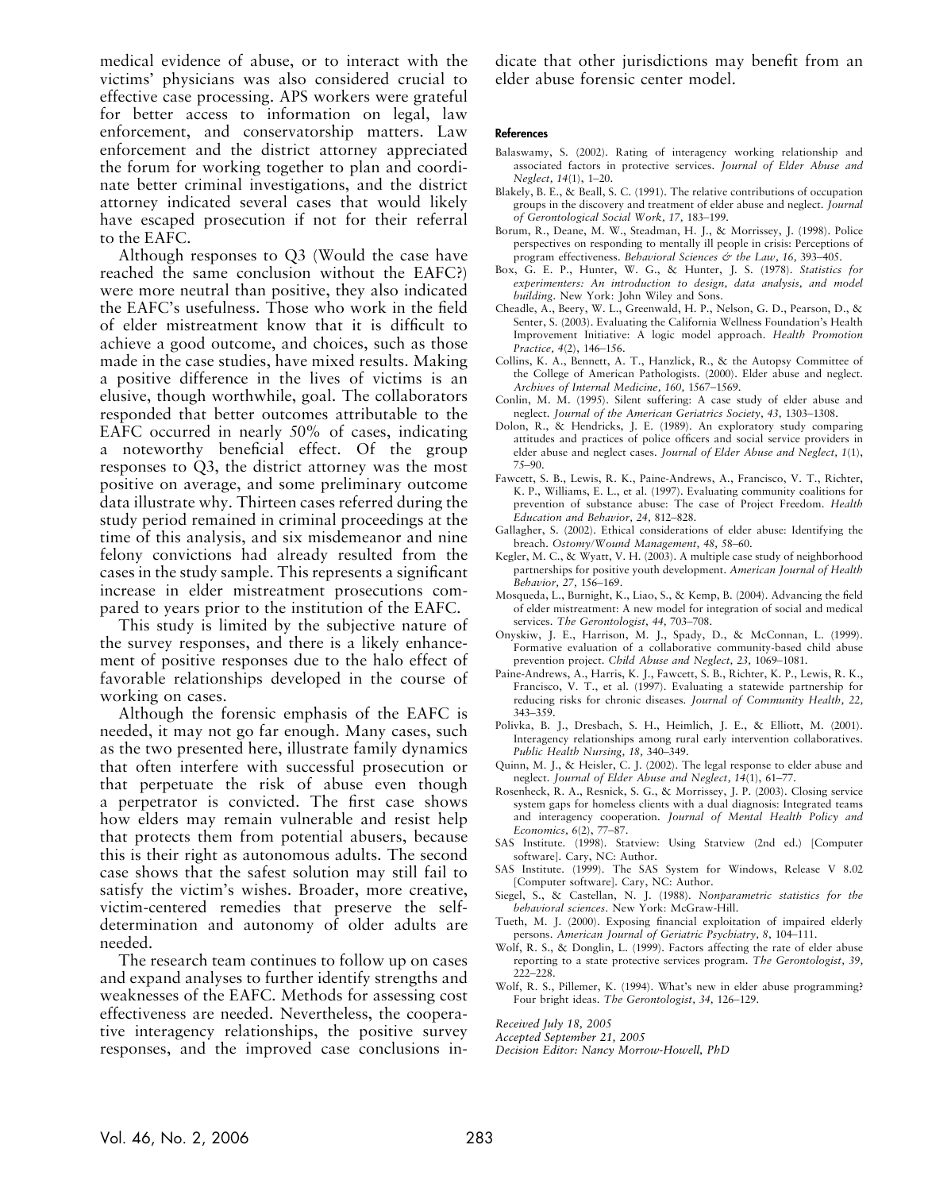medical evidence of abuse, or to interact with the victims' physicians was also considered crucial to effective case processing. APS workers were grateful for better access to information on legal, law enforcement, and conservatorship matters. Law enforcement and the district attorney appreciated the forum for working together to plan and coordinate better criminal investigations, and the district attorney indicated several cases that would likely have escaped prosecution if not for their referral to the EAFC.

Although responses to Q3 (Would the case have reached the same conclusion without the EAFC?) were more neutral than positive, they also indicated the EAFC's usefulness. Those who work in the field of elder mistreatment know that it is difficult to achieve a good outcome, and choices, such as those made in the case studies, have mixed results. Making a positive difference in the lives of victims is an elusive, though worthwhile, goal. The collaborators responded that better outcomes attributable to the EAFC occurred in nearly 50% of cases, indicating a noteworthy beneficial effect. Of the group responses to Q3, the district attorney was the most positive on average, and some preliminary outcome data illustrate why. Thirteen cases referred during the study period remained in criminal proceedings at the time of this analysis, and six misdemeanor and nine felony convictions had already resulted from the cases in the study sample. This represents a significant increase in elder mistreatment prosecutions compared to years prior to the institution of the EAFC.

This study is limited by the subjective nature of the survey responses, and there is a likely enhancement of positive responses due to the halo effect of favorable relationships developed in the course of working on cases.

Although the forensic emphasis of the EAFC is needed, it may not go far enough. Many cases, such as the two presented here, illustrate family dynamics that often interfere with successful prosecution or that perpetuate the risk of abuse even though a perpetrator is convicted. The first case shows how elders may remain vulnerable and resist help that protects them from potential abusers, because this is their right as autonomous adults. The second case shows that the safest solution may still fail to satisfy the victim's wishes. Broader, more creative, victim-centered remedies that preserve the self-determination and autonomy of older adults are needed.

The research team continues to follow up on cases and expand analyses to further identify strengths and weaknesses of the EAFC. Methods for assessing cost effectiveness are needed. Nevertheless, the cooperative interagency relationships, the positive survey responses, and the improved case conclusions indicate that other jurisdictions may benefit from an elder abuse forensic center model.

#### References

Balaswamy, S. (2002). Rating of interagency working relationship and associated factors in protective services. *Journal of Elder Abuse and Neglect, 14*(1), 1–20.

Blakely, B. E., & Beall, S. C. (1991). The relative contributions of occupation groups in the discovery and treatment of elder abuse and neglect. *Journal of Gerontological Social Work, 17,* 183–199.

Borum, R., Deane, M. W., Steadman, H. J., & Morrissey, J. (1998). Police perspectives on responding to mentally ill people in crisis: Perceptions of program effectiveness. *Behavioral Sciences & the Law, 16,* 393–405.

Box, G. E. P., Hunter, W. G., & Hunter, J. S. (1978). *Statistics for experimenters: An introduction to design, data analysis, and model building*. New York: John Wiley and Sons.

Cheadle, A., Beery, W. L., Greenwald, H. P., Nelson, G. D., Pearson, D., & Senter, S. (2003). Evaluating the California Wellness Foundation's Health Improvement Initiative: A logic model approach. *Health Promotion Practice, 4*(2), 146–156.

Collins, K. A., Bennett, A. T., Hanzlick, R., & the Autopsy Committee of the College of American Pathologists. (2000). Elder abuse and neglect. *Archives of Internal Medicine, 160,* 1567–1569.

Conlin, M. M. (1995). Silent suffering: A case study of elder abuse and neglect. *Journal of the American Geriatrics Society, 43,* 1303–1308.

Dolon, R., & Hendricks, J. E. (1989). An exploratory study comparing attitudes and practices of police officers and social service providers in elder abuse and neglect cases. *Journal of Elder Abuse and Neglect, 1*(1), 75–90.

Fawcett, S. B., Lewis, R. K., Paine-Andrews, A., Francisco, V. T., Richter, K. P., Williams, E. L., et al. (1997). Evaluating community coalitions for prevention of substance abuse: The case of Project Freedom. *Health Education and Behavior, 24,* 812–828.

Gallagher, S. (2002). Ethical considerations of elder abuse: Identifying the breach. *Ostomy/Wound Management, 48,* 58–60.

Kegler, M. C., & Wyatt, V. H. (2003). A multiple case study of neighborhood partnerships for positive youth development. *American Journal of Health Behavior, 27,* 156–169.

Mosqueda, L., Burnight, K., Liao, S., & Kemp, B. (2004). Advancing the field of elder mistreatment: A new model for integration of social and medical services. *The Gerontologist, 44,* 703–708.

Onyskiw, J. E., Harrison, M. J., Spady, D., & McConnan, L. (1999). Formative evaluation of a collaborative community-based child abuse prevention project. *Child Abuse and Neglect, 23,* 1069–1081.

Paine-Andrews, A., Harris, K. J., Fawcett, S. B., Richter, K. P., Lewis, R. K., Francisco, V. T., et al. (1997). Evaluating a statewide partnership for reducing risks for chronic diseases. *Journal of Community Health, 22,* 343–359.

Polivka, B. J., Dresbach, S. H., Heimlich, J. E., & Elliott, M. (2001). Interagency relationships among rural early intervention collaboratives. *Public Health Nursing, 18,* 340–349.

Quinn, M. J., & Heisler, C. J. (2002). The legal response to elder abuse and neglect. *Journal of Elder Abuse and Neglect, 14*(1), 61–77.

Rosenheck, R. A., Resnick, S. G., & Morrissey, J. P. (2003). Closing service system gaps for homeless clients with a dual diagnosis: Integrated teams and interagency cooperation. *Journal of Mental Health Policy and Economics, 6*(2), 77–87.

SAS Institute. (1998). Statview: Using Statview (2nd ed.) [Computer software]. Cary, NC: Author.

SAS Institute. (1999). The SAS System for Windows, Release V 8.02 [Computer software]. Cary, NC: Author.

Siegel, S., & Castellan, N. J. (1988). *Nonparametric statistics for the behavioral sciences*. New York: McGraw-Hill.

Tueth, M. J. (2000). Exposing financial exploitation of impaired elderly persons. *American Journal of Geriatric Psychiatry, 8,* 104–111.

Wolf, R. S., & Donglin, L. (1999). Factors affecting the rate of elder abuse reporting to a state protective services program. *The Gerontologist, 39,* 222–228.

Wolf, R. S., Pillemer, K. (1994). What's new in elder abuse programming? Four bright ideas. *The Gerontologist, 34,* 126–129.

*Received July 18, 2005*
*Accepted September 21, 2005*
*Decision Editor: Nancy Morrow-Howell, PhD*